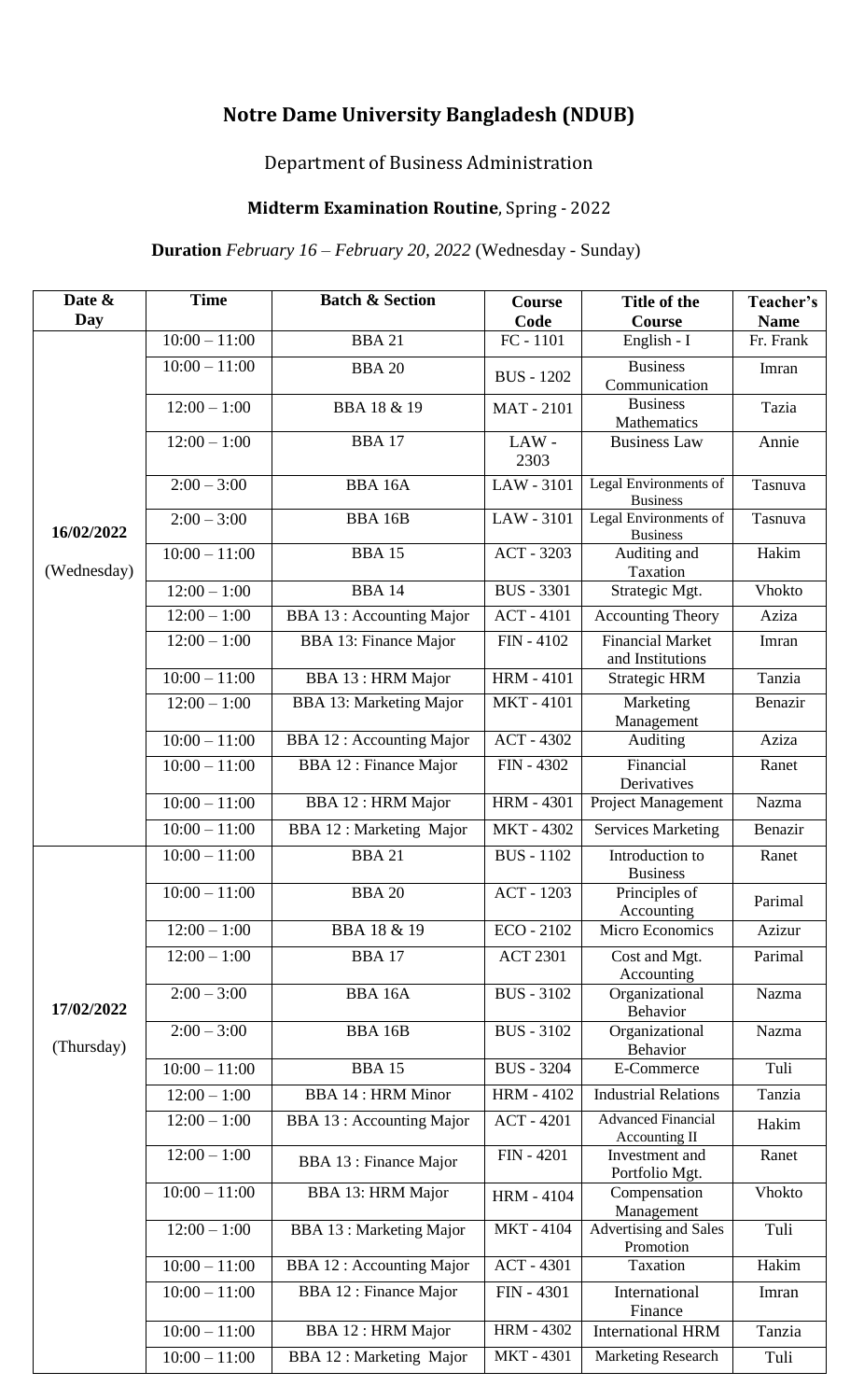# Notre Dame University Bangladesh (NDUB)

Department of Business Administration

**Midterm Examination Routine**, Spring - 2022

**Duration** *February 16 – February 20, 2022* (Wednesday - Sunday)

| Date & Day | Time | Batch & Section | Course Code | Title of the Course | Teacher's Name |
|---|---|---|---|---|---|
| 16/02/2022 (Wednesday) | 10:00 – 11:00 | BBA 21 | FC - 1101 | English - I | Fr. Frank |
| | 10:00 – 11:00 | BBA 20 | BUS - 1202 | Business Communication | Imran |
| | 12:00 – 1:00 | BBA 18 & 19 | MAT - 2101 | Business Mathematics | Tazia |
| | 12:00 – 1:00 | BBA 17 | LAW - 2303 | Business Law | Annie |
| | 2:00 – 3:00 | BBA 16A | LAW - 3101 | Legal Environments of Business | Tasnuva |
| | 2:00 – 3:00 | BBA 16B | LAW - 3101 | Legal Environments of Business | Tasnuva |
| | 10:00 – 11:00 | BBA 15 | ACT - 3203 | Auditing and Taxation | Hakim |
| | 12:00 – 1:00 | BBA 14 | BUS - 3301 | Strategic Mgt. | Vhokto |
| | 12:00 – 1:00 | BBA 13 : Accounting Major | ACT - 4101 | Accounting Theory | Aziza |
| | 12:00 – 1:00 | BBA 13: Finance Major | FIN - 4102 | Financial Market and Institutions | Imran |
| | 10:00 – 11:00 | BBA 13 : HRM Major | HRM - 4101 | Strategic HRM | Tanzia |
| | 12:00 – 1:00 | BBA 13: Marketing Major | MKT - 4101 | Marketing Management | Benazir |
| | 10:00 – 11:00 | BBA 12 : Accounting Major | ACT - 4302 | Auditing | Aziza |
| | 10:00 – 11:00 | BBA 12 : Finance Major | FIN - 4302 | Financial Derivatives | Ranet |
| | 10:00 – 11:00 | BBA 12 : HRM Major | HRM - 4301 | Project Management | Nazma |
| | 10:00 – 11:00 | BBA 12 : Marketing Major | MKT - 4302 | Services Marketing | Benazir |
| 17/02/2022 (Thursday) | 10:00 – 11:00 | BBA 21 | BUS - 1102 | Introduction to Business | Ranet |
| | 10:00 – 11:00 | BBA 20 | ACT - 1203 | Principles of Accounting | Parimal |
| | 12:00 – 1:00 | BBA 18 & 19 | ECO - 2102 | Micro Economics | Azizur |
| | 12:00 – 1:00 | BBA 17 | ACT 2301 | Cost and Mgt. Accounting | Parimal |
| | 2:00 – 3:00 | BBA 16A | BUS - 3102 | Organizational Behavior | Nazma |
| | 2:00 – 3:00 | BBA 16B | BUS - 3102 | Organizational Behavior | Nazma |
| | 10:00 – 11:00 | BBA 15 | BUS - 3204 | E-Commerce | Tuli |
| | 12:00 – 1:00 | BBA 14 : HRM Minor | HRM - 4102 | Industrial Relations | Tanzia |
| | 12:00 – 1:00 | BBA 13 : Accounting Major | ACT - 4201 | Advanced Financial Accounting II | Hakim |
| | 12:00 – 1:00 | BBA 13 : Finance Major | FIN - 4201 | Investment and Portfolio Mgt. | Ranet |
| | 10:00 – 11:00 | BBA 13: HRM Major | HRM - 4104 | Compensation Management | Vhokto |
| | 12:00 – 1:00 | BBA 13 : Marketing Major | MKT - 4104 | Advertising and Sales Promotion | Tuli |
| | 10:00 – 11:00 | BBA 12 : Accounting Major | ACT - 4301 | Taxation | Hakim |
| | 10:00 – 11:00 | BBA 12 : Finance Major | FIN - 4301 | International Finance | Imran |
| | 10:00 – 11:00 | BBA 12 : HRM Major | HRM - 4302 | International HRM | Tanzia |
| | 10:00 – 11:00 | BBA 12 : Marketing Major | MKT - 4301 | Marketing Research | Tuli |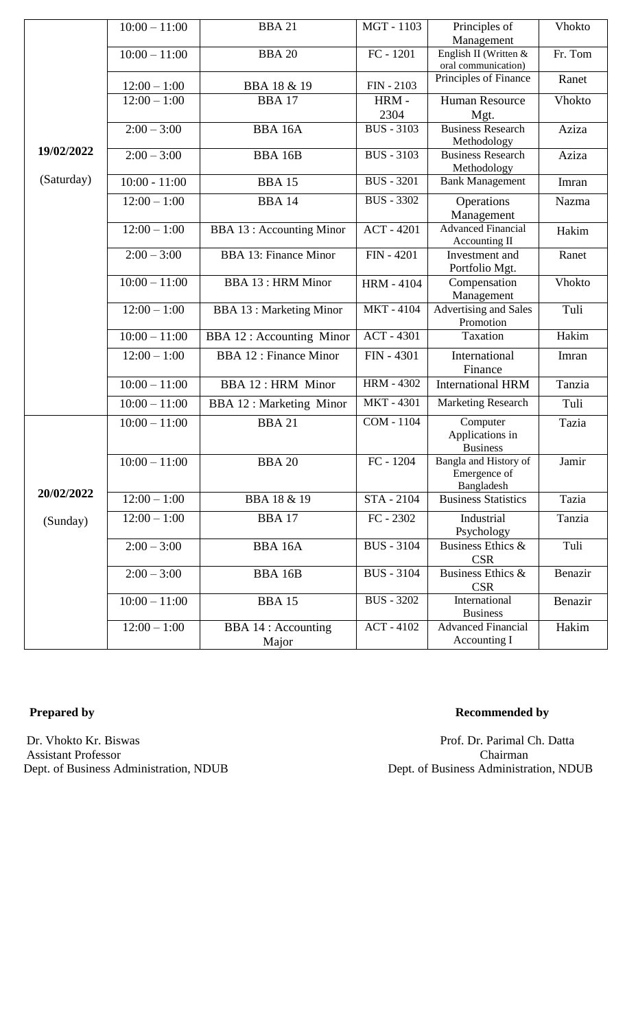| | | | | | |
|---|---|---|---|---|---|
| **19/02/2022** (Saturday) | 10:00 – 11:00 | BBA 21 | MGT - 1103 | Principles of Management | Vhokto |
| | 10:00 – 11:00 | BBA 20 | FC - 1201 | English II (Written & oral communication) | Fr. Tom |
| | 12:00 – 1:00 | BBA 18 & 19 | FIN - 2103 | Principles of Finance | Ranet |
| | 12:00 – 1:00 | BBA 17 | HRM - 2304 | Human Resource Mgt. | Vhokto |
| | 2:00 – 3:00 | BBA 16A | BUS - 3103 | Business Research Methodology | Aziza |
| | 2:00 – 3:00 | BBA 16B | BUS - 3103 | Business Research Methodology | Aziza |
| | 10:00 - 11:00 | BBA 15 | BUS - 3201 | Bank Management | Imran |
| | 12:00 – 1:00 | BBA 14 | BUS - 3302 | Operations Management | Nazma |
| | 12:00 – 1:00 | BBA 13 : Accounting Minor | ACT - 4201 | Advanced Financial Accounting II | Hakim |
| | 2:00 – 3:00 | BBA 13: Finance Minor | FIN - 4201 | Investment and Portfolio Mgt. | Ranet |
| | 10:00 – 11:00 | BBA 13 : HRM Minor | HRM - 4104 | Compensation Management | Vhokto |
| | 12:00 – 1:00 | BBA 13 : Marketing Minor | MKT - 4104 | Advertising and Sales Promotion | Tuli |
| | 10:00 – 11:00 | BBA 12 : Accounting Minor | ACT - 4301 | Taxation | Hakim |
| | 12:00 – 1:00 | BBA 12 : Finance Minor | FIN - 4301 | International Finance | Imran |
| | 10:00 – 11:00 | BBA 12 : HRM Minor | HRM - 4302 | International HRM | Tanzia |
| | 10:00 – 11:00 | BBA 12 : Marketing Minor | MKT - 4301 | Marketing Research | Tuli |
| **20/02/2022** (Sunday) | 10:00 – 11:00 | BBA 21 | COM - 1104 | Computer Applications in Business | Tazia |
| | 10:00 – 11:00 | BBA 20 | FC - 1204 | Bangla and History of Emergence of Bangladesh | Jamir |
| | 12:00 – 1:00 | BBA 18 & 19 | STA - 2104 | Business Statistics | Tazia |
| | 12:00 – 1:00 | BBA 17 | FC - 2302 | Industrial Psychology | Tanzia |
| | 2:00 – 3:00 | BBA 16A | BUS - 3104 | Business Ethics & CSR | Tuli |
| | 2:00 – 3:00 | BBA 16B | BUS - 3104 | Business Ethics & CSR | Benazir |
| | 10:00 – 11:00 | BBA 15 | BUS - 3202 | International Business | Benazir |
| | 12:00 – 1:00 | BBA 14 : Accounting Major | ACT - 4102 | Advanced Financial Accounting I | Hakim |

**Prepared by**

Dr. Vhokto Kr. Biswas
Assistant Professor
Dept. of Business Administration, NDUB

**Recommended by**

Prof. Dr. Parimal Ch. Datta
Chairman
Dept. of Business Administration, NDUB